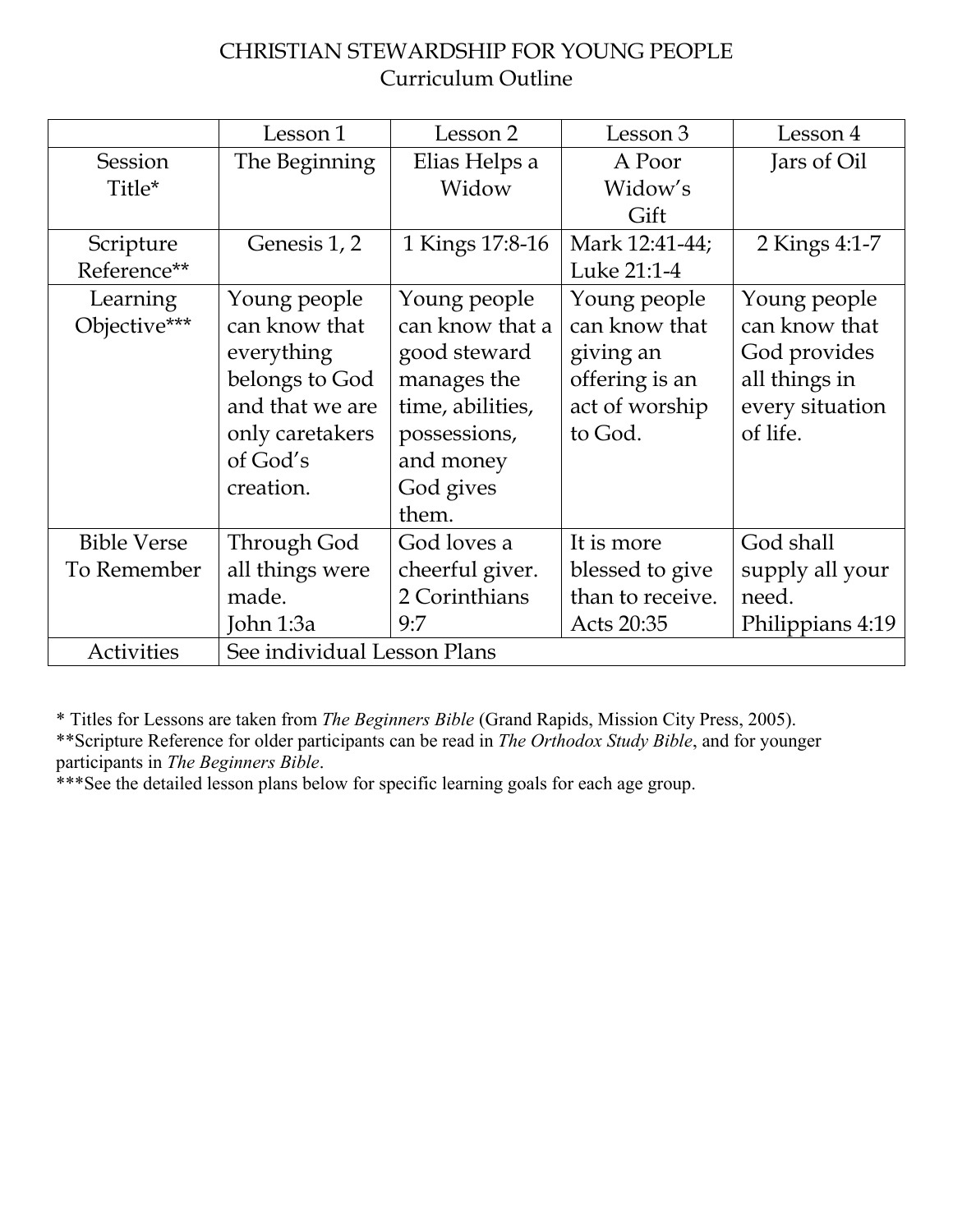# CHRISTIAN STEWARDSHIP FOR YOUNG PEOPLE
## Curriculum Outline

| | Lesson 1 | Lesson 2 | Lesson 3 | Lesson 4 |
|---|---|---|---|---|
| Session Title* | The Beginning | Elias Helps a Widow | A Poor Widow's Gift | Jars of Oil |
| Scripture Reference** | Genesis 1, 2 | 1 Kings 17:8-16 | Mark 12:41-44; Luke 21:1-4 | 2 Kings 4:1-7 |
| Learning Objective*** | Young people can know that everything belongs to God and that we are only caretakers of God's creation. | Young people can know that a good steward manages the time, abilities, possessions, and money God gives them. | Young people can know that giving an offering is an act of worship to God. | Young people can know that God provides all things in every situation of life. |
| Bible Verse To Remember | Through God all things were made. John 1:3a | God loves a cheerful giver. 2 Corinthians 9:7 | It is more blessed to give than to receive. Acts 20:35 | God shall supply all your need. Philippians 4:19 |
| Activities | See individual Lesson Plans | | | |

\* Titles for Lessons are taken from *The Beginners Bible* (Grand Rapids, Mission City Press, 2005).
\*\*Scripture Reference for older participants can be read in *The Orthodox Study Bible*, and for younger participants in *The Beginners Bible*.
\*\*\*See the detailed lesson plans below for specific learning goals for each age group.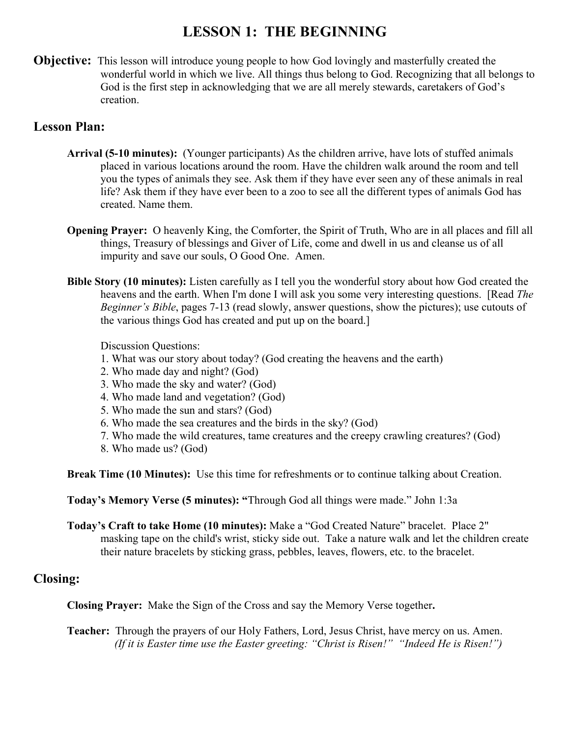# LESSON 1: THE BEGINNING

**Objective:** This lesson will introduce young people to how God lovingly and masterfully created the wonderful world in which we live. All things thus belong to God. Recognizing that all belongs to God is the first step in acknowledging that we are all merely stewards, caretakers of God's creation.

## Lesson Plan:

**Arrival (5-10 minutes):** (Younger participants) As the children arrive, have lots of stuffed animals placed in various locations around the room. Have the children walk around the room and tell you the types of animals they see. Ask them if they have ever seen any of these animals in real life? Ask them if they have ever been to a zoo to see all the different types of animals God has created. Name them.

**Opening Prayer:** O heavenly King, the Comforter, the Spirit of Truth, Who are in all places and fill all things, Treasury of blessings and Giver of Life, come and dwell in us and cleanse us of all impurity and save our souls, O Good One. Amen.

**Bible Story (10 minutes):** Listen carefully as I tell you the wonderful story about how God created the heavens and the earth. When I'm done I will ask you some very interesting questions. [Read *The Beginner's Bible*, pages 7-13 (read slowly, answer questions, show the pictures); use cutouts of the various things God has created and put up on the board.]

Discussion Questions:
1. What was our story about today? (God creating the heavens and the earth)
2. Who made day and night? (God)
3. Who made the sky and water? (God)
4. Who made land and vegetation? (God)
5. Who made the sun and stars? (God)
6. Who made the sea creatures and the birds in the sky? (God)
7. Who made the wild creatures, tame creatures and the creepy crawling creatures? (God)
8. Who made us? (God)

**Break Time (10 Minutes):** Use this time for refreshments or to continue talking about Creation.

**Today's Memory Verse (5 minutes): "**Through God all things were made." John 1:3a

**Today's Craft to take Home (10 minutes):** Make a "God Created Nature" bracelet. Place 2" masking tape on the child's wrist, sticky side out. Take a nature walk and let the children create their nature bracelets by sticking grass, pebbles, leaves, flowers, etc. to the bracelet.

## Closing:

**Closing Prayer:** Make the Sign of the Cross and say the Memory Verse together**.**

**Teacher:** Through the prayers of our Holy Fathers, Lord, Jesus Christ, have mercy on us. Amen.
*(If it is Easter time use the Easter greeting: "Christ is Risen!" "Indeed He is Risen!")*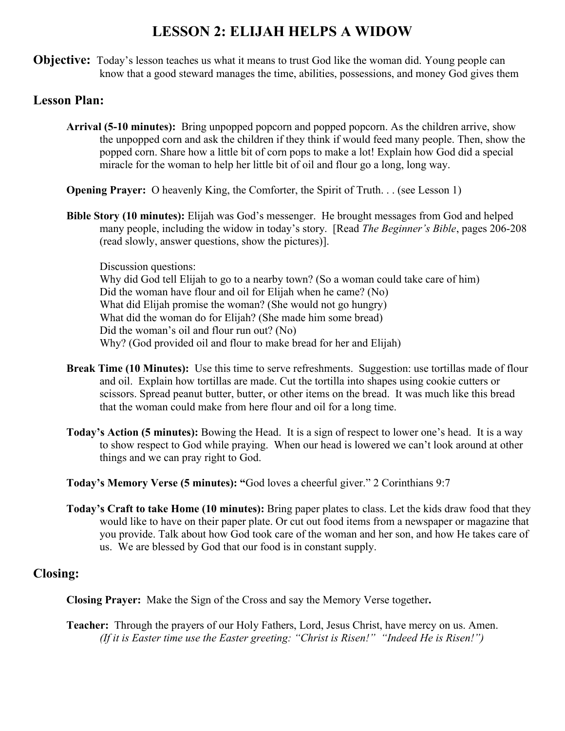# LESSON 2: ELIJAH HELPS A WIDOW

**Objective:** Today's lesson teaches us what it means to trust God like the woman did. Young people can know that a good steward manages the time, abilities, possessions, and money God gives them

## Lesson Plan:

**Arrival (5-10 minutes):** Bring unpopped popcorn and popped popcorn. As the children arrive, show the unpopped corn and ask the children if they think if would feed many people. Then, show the popped corn. Share how a little bit of corn pops to make a lot! Explain how God did a special miracle for the woman to help her little bit of oil and flour go a long, long way.

**Opening Prayer:** O heavenly King, the Comforter, the Spirit of Truth. . . (see Lesson 1)

**Bible Story (10 minutes):** Elijah was God's messenger. He brought messages from God and helped many people, including the widow in today's story. [Read *The Beginner's Bible*, pages 206-208 (read slowly, answer questions, show the pictures)].

Discussion questions:
Why did God tell Elijah to go to a nearby town? (So a woman could take care of him)
Did the woman have flour and oil for Elijah when he came? (No)
What did Elijah promise the woman? (She would not go hungry)
What did the woman do for Elijah? (She made him some bread)
Did the woman's oil and flour run out? (No)
Why? (God provided oil and flour to make bread for her and Elijah)

**Break Time (10 Minutes):** Use this time to serve refreshments. Suggestion: use tortillas made of flour and oil. Explain how tortillas are made. Cut the tortilla into shapes using cookie cutters or scissors. Spread peanut butter, butter, or other items on the bread. It was much like this bread that the woman could make from here flour and oil for a long time.

**Today's Action (5 minutes):** Bowing the Head. It is a sign of respect to lower one's head. It is a way to show respect to God while praying. When our head is lowered we can't look around at other things and we can pray right to God.

**Today's Memory Verse (5 minutes): "**God loves a cheerful giver." 2 Corinthians 9:7

**Today's Craft to take Home (10 minutes):** Bring paper plates to class. Let the kids draw food that they would like to have on their paper plate. Or cut out food items from a newspaper or magazine that you provide. Talk about how God took care of the woman and her son, and how He takes care of us. We are blessed by God that our food is in constant supply.

## Closing:

**Closing Prayer:** Make the Sign of the Cross and say the Memory Verse together**.**

**Teacher:** Through the prayers of our Holy Fathers, Lord, Jesus Christ, have mercy on us. Amen.
*(If it is Easter time use the Easter greeting: "Christ is Risen!" "Indeed He is Risen!")*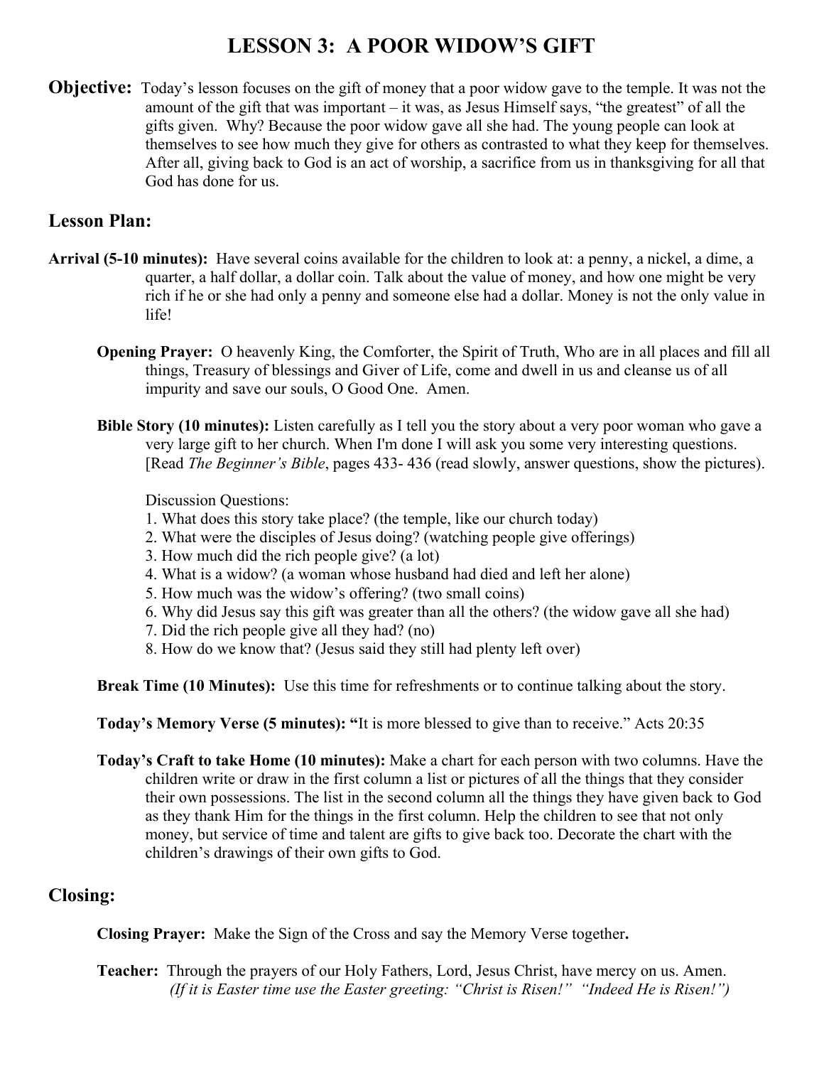# LESSON 3: A POOR WIDOW'S GIFT

**Objective:** Today's lesson focuses on the gift of money that a poor widow gave to the temple. It was not the amount of the gift that was important – it was, as Jesus Himself says, "the greatest" of all the gifts given. Why? Because the poor widow gave all she had. The young people can look at themselves to see how much they give for others as contrasted to what they keep for themselves. After all, giving back to God is an act of worship, a sacrifice from us in thanksgiving for all that God has done for us.

## Lesson Plan:

**Arrival (5-10 minutes):** Have several coins available for the children to look at: a penny, a nickel, a dime, a quarter, a half dollar, a dollar coin. Talk about the value of money, and how one might be very rich if he or she had only a penny and someone else had a dollar. Money is not the only value in life!

**Opening Prayer:** O heavenly King, the Comforter, the Spirit of Truth, Who are in all places and fill all things, Treasury of blessings and Giver of Life, come and dwell in us and cleanse us of all impurity and save our souls, O Good One. Amen.

**Bible Story (10 minutes):** Listen carefully as I tell you the story about a very poor woman who gave a very large gift to her church. When I'm done I will ask you some very interesting questions. [Read *The Beginner's Bible*, pages 433- 436 (read slowly, answer questions, show the pictures).

Discussion Questions:

1. What does this story take place? (the temple, like our church today)
2. What were the disciples of Jesus doing? (watching people give offerings)
3. How much did the rich people give? (a lot)
4. What is a widow? (a woman whose husband had died and left her alone)
5. How much was the widow's offering? (two small coins)
6. Why did Jesus say this gift was greater than all the others? (the widow gave all she had)
7. Did the rich people give all they had? (no)
8. How do we know that? (Jesus said they still had plenty left over)

**Break Time (10 Minutes):** Use this time for refreshments or to continue talking about the story.

**Today's Memory Verse (5 minutes): "**It is more blessed to give than to receive." Acts 20:35

**Today's Craft to take Home (10 minutes):** Make a chart for each person with two columns. Have the children write or draw in the first column a list or pictures of all the things that they consider their own possessions. The list in the second column all the things they have given back to God as they thank Him for the things in the first column. Help the children to see that not only money, but service of time and talent are gifts to give back too. Decorate the chart with the children's drawings of their own gifts to God.

## Closing:

**Closing Prayer:** Make the Sign of the Cross and say the Memory Verse together**.**

**Teacher:** Through the prayers of our Holy Fathers, Lord, Jesus Christ, have mercy on us. Amen.
*(If it is Easter time use the Easter greeting: "Christ is Risen!" "Indeed He is Risen!")*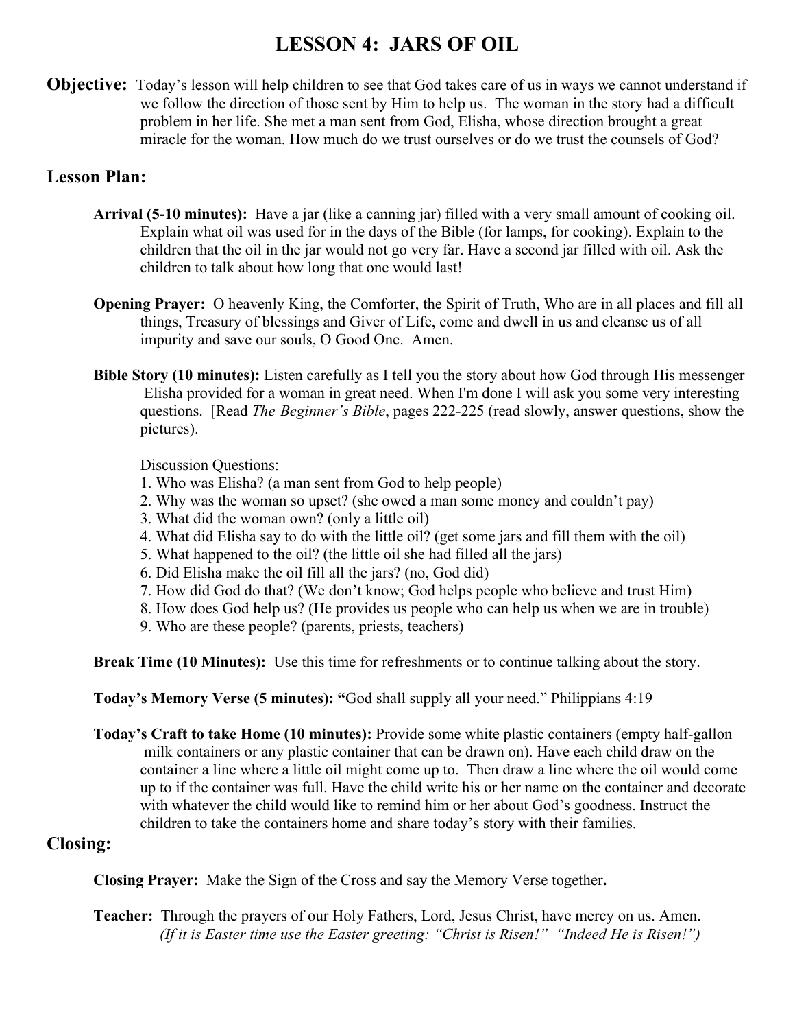# LESSON 4: JARS OF OIL

**Objective:** Today's lesson will help children to see that God takes care of us in ways we cannot understand if we follow the direction of those sent by Him to help us. The woman in the story had a difficult problem in her life. She met a man sent from God, Elisha, whose direction brought a great miracle for the woman. How much do we trust ourselves or do we trust the counsels of God?

## Lesson Plan:

**Arrival (5-10 minutes):** Have a jar (like a canning jar) filled with a very small amount of cooking oil. Explain what oil was used for in the days of the Bible (for lamps, for cooking). Explain to the children that the oil in the jar would not go very far. Have a second jar filled with oil. Ask the children to talk about how long that one would last!

**Opening Prayer:** O heavenly King, the Comforter, the Spirit of Truth, Who are in all places and fill all things, Treasury of blessings and Giver of Life, come and dwell in us and cleanse us of all impurity and save our souls, O Good One. Amen.

**Bible Story (10 minutes):** Listen carefully as I tell you the story about how God through His messenger Elisha provided for a woman in great need. When I'm done I will ask you some very interesting questions. [Read *The Beginner's Bible*, pages 222-225 (read slowly, answer questions, show the pictures).

Discussion Questions:
1. Who was Elisha? (a man sent from God to help people)
2. Why was the woman so upset? (she owed a man some money and couldn't pay)
3. What did the woman own? (only a little oil)
4. What did Elisha say to do with the little oil? (get some jars and fill them with the oil)
5. What happened to the oil? (the little oil she had filled all the jars)
6. Did Elisha make the oil fill all the jars? (no, God did)
7. How did God do that? (We don't know; God helps people who believe and trust Him)
8. How does God help us? (He provides us people who can help us when we are in trouble)
9. Who are these people? (parents, priests, teachers)

**Break Time (10 Minutes):** Use this time for refreshments or to continue talking about the story.

**Today's Memory Verse (5 minutes): "**God shall supply all your need." Philippians 4:19

**Today's Craft to take Home (10 minutes):** Provide some white plastic containers (empty half-gallon milk containers or any plastic container that can be drawn on). Have each child draw on the container a line where a little oil might come up to. Then draw a line where the oil would come up to if the container was full. Have the child write his or her name on the container and decorate with whatever the child would like to remind him or her about God's goodness. Instruct the children to take the containers home and share today's story with their families.

## Closing:

**Closing Prayer:** Make the Sign of the Cross and say the Memory Verse together**.**

**Teacher:** Through the prayers of our Holy Fathers, Lord, Jesus Christ, have mercy on us. Amen.
*(If it is Easter time use the Easter greeting: "Christ is Risen!" "Indeed He is Risen!")*